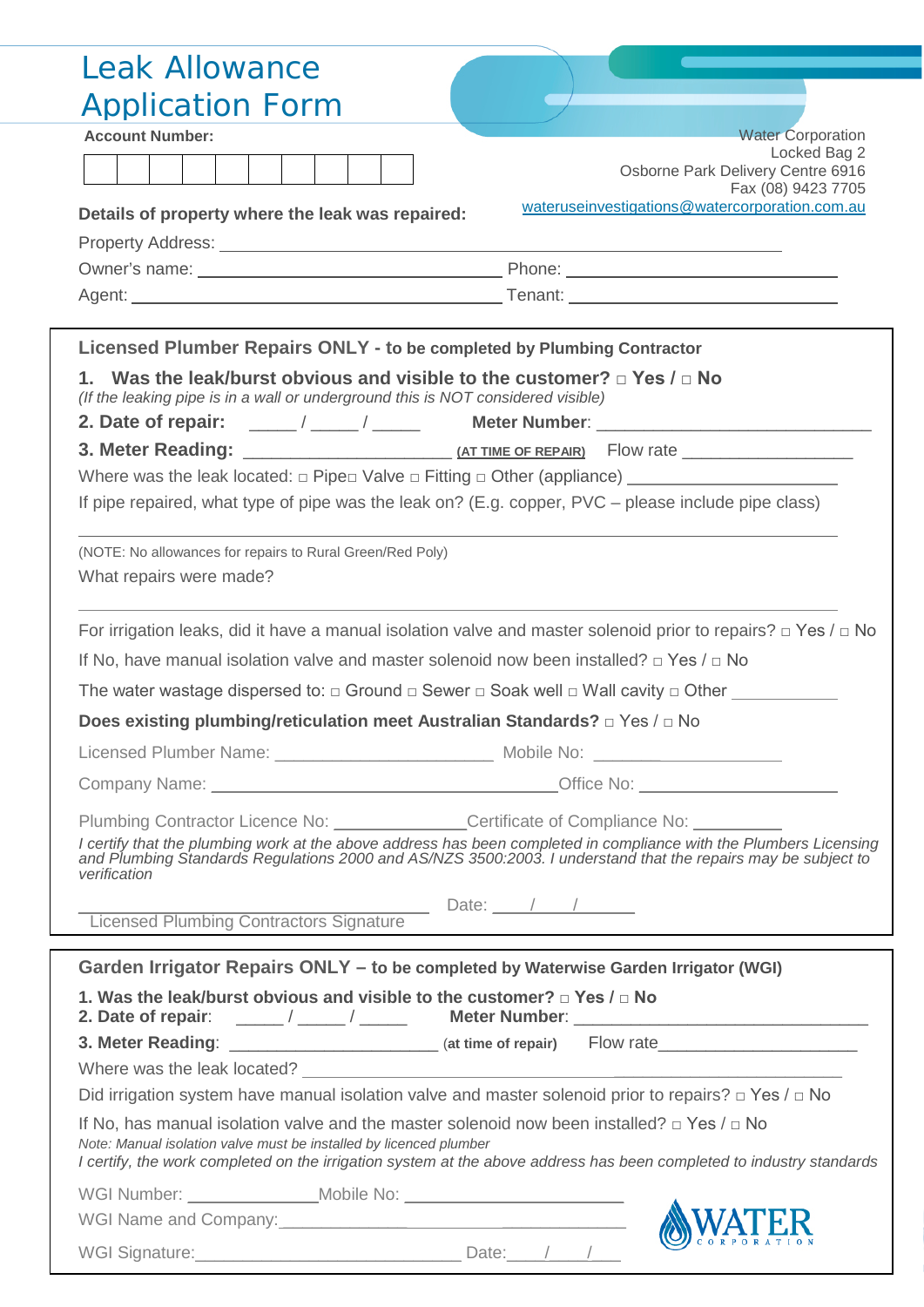# Leak Allowance Application Form

**Account Number:**

| | | | | | | | | | |
|---|---|---|---|---|---|---|---|---|---|
| | | | | | | | | | |

Water Corporation
Locked Bag 2
Osborne Park Delivery Centre 6916
Fax (08) 9423 7705
wateruseinvestigations@watercorporation.com.au

**Details of property where the leak was repaired:**

Property Address: ____________________________________________

Owner's name: ______________________ Phone: ______________________

Agent: ______________________ Tenant: ______________________

## Licensed Plumber Repairs ONLY - to be completed by Plumbing Contractor

**1. Was the leak/burst obvious and visible to the customer? □ Yes / □ No**
*(If the leaking pipe is in a wall or underground this is NOT considered visible)*

**2. Date of repair:** _____ / _____ / _____ **Meter Number**: ____________________________

**3. Meter Reading:** ______________________ **(AT TIME OF REPAIR)** Flow rate __________________

Where was the leak located: □ Pipe □ Valve □ Fitting □ Other (appliance) ______________________

If pipe repaired, what type of pipe was the leak on? (E.g. copper, PVC – please include pipe class)

________________________________________________________________

(NOTE: No allowances for repairs to Rural Green/Red Poly)

What repairs were made?

________________________________________________________________

For irrigation leaks, did it have a manual isolation valve and master solenoid prior to repairs? □ Yes / □ No

If No, have manual isolation valve and master solenoid now been installed? □ Yes / □ No

The water wastage dispersed to: □ Ground □ Sewer □ Soak well □ Wall cavity □ Other ___________

**Does existing plumbing/reticulation meet Australian Standards? □ Yes / □ No**

Licensed Plumber Name: _______________________ Mobile No: ____________________

Company Name: ____________________________________ Office No: ____________________

Plumbing Contractor Licence No: ______________ Certificate of Compliance No: __________

*I certify that the plumbing work at the above address has been completed in compliance with the Plumbers Licensing and Plumbing Standards Regulations 2000 and AS/NZS 3500:2003. I understand that the repairs may be subject to verification*

_________________________________ Date: ____/____/______
Licensed Plumbing Contractors Signature

## Garden Irrigator Repairs ONLY – to be completed by Waterwise Garden Irrigator (WGI)

**1. Was the leak/burst obvious and visible to the customer? □ Yes / □ No**

**2. Date of repair**: _____ / _____ / _____ **Meter Number**: ____________________________

**3. Meter Reading**: ______________________ **(at time of repair)** Flow rate______________________

Where was the leak located? ____________________________________________

Did irrigation system have manual isolation valve and master solenoid prior to repairs? □ Yes / □ No

If No, has manual isolation valve and the master solenoid now been installed? □ Yes / □ No
*Note: Manual isolation valve must be installed by licenced plumber*
*I certify, the work completed on the irrigation system at the above address has been completed to industry standards*

WGI Number: ______________ Mobile No: ______________________

WGI Name and Company: ______________________________

WGI Signature: ____________________________ Date: ____/____/____

WATER CORPORATION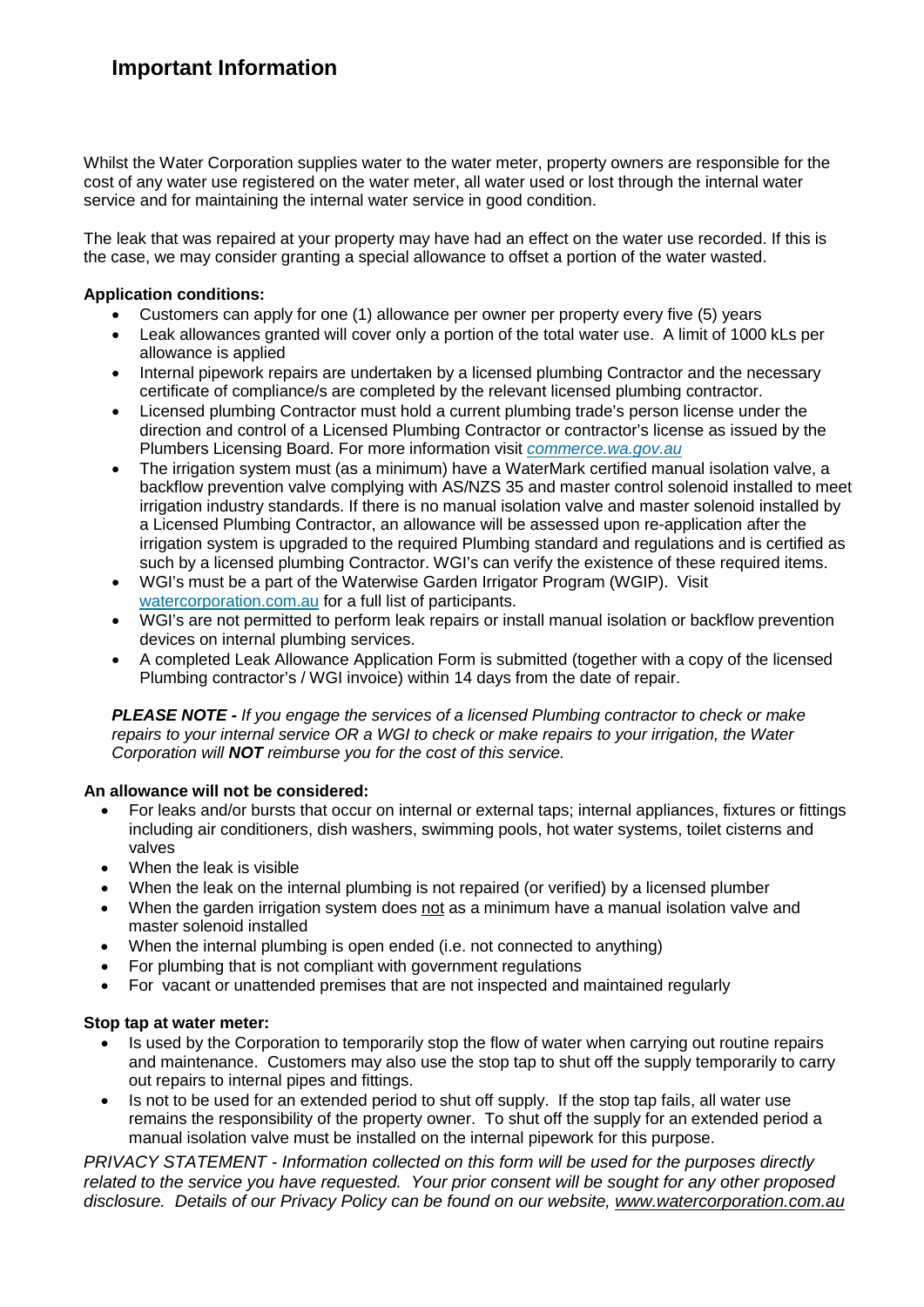# Important Information

Whilst the Water Corporation supplies water to the water meter, property owners are responsible for the cost of any water use registered on the water meter, all water used or lost through the internal water service and for maintaining the internal water service in good condition.

The leak that was repaired at your property may have had an effect on the water use recorded. If this is the case, we may consider granting a special allowance to offset a portion of the water wasted.

**Application conditions:**

- Customers can apply for one (1) allowance per owner per property every five (5) years
- Leak allowances granted will cover only a portion of the total water use. A limit of 1000 kLs per allowance is applied
- Internal pipework repairs are undertaken by a licensed plumbing Contractor and the necessary certificate of compliance/s are completed by the relevant licensed plumbing contractor.
- Licensed plumbing Contractor must hold a current plumbing trade's person license under the direction and control of a Licensed Plumbing Contractor or contractor's license as issued by the Plumbers Licensing Board. For more information visit *commerce.wa.gov.au*
- The irrigation system must (as a minimum) have a WaterMark certified manual isolation valve, a backflow prevention valve complying with AS/NZS 35 and master control solenoid installed to meet irrigation industry standards. If there is no manual isolation valve and master solenoid installed by a Licensed Plumbing Contractor, an allowance will be assessed upon re-application after the irrigation system is upgraded to the required Plumbing standard and regulations and is certified as such by a licensed plumbing Contractor. WGI's can verify the existence of these required items.
- WGI's must be a part of the Waterwise Garden Irrigator Program (WGIP). Visit watercorporation.com.au for a full list of participants.
- WGI's are not permitted to perform leak repairs or install manual isolation or backflow prevention devices on internal plumbing services.
- A completed Leak Allowance Application Form is submitted (together with a copy of the licensed Plumbing contractor's / WGI invoice) within 14 days from the date of repair.

***PLEASE NOTE -** If you engage the services of a licensed Plumbing contractor to check or make repairs to your internal service OR a WGI to check or make repairs to your irrigation, the Water Corporation will **NOT** reimburse you for the cost of this service.*

**An allowance will not be considered:**

- For leaks and/or bursts that occur on internal or external taps; internal appliances, fixtures or fittings including air conditioners, dish washers, swimming pools, hot water systems, toilet cisterns and valves
- When the leak is visible
- When the leak on the internal plumbing is not repaired (or verified) by a licensed plumber
- When the garden irrigation system does <u>not</u> as a minimum have a manual isolation valve and master solenoid installed
- When the internal plumbing is open ended (i.e. not connected to anything)
- For plumbing that is not compliant with government regulations
- For vacant or unattended premises that are not inspected and maintained regularly

**Stop tap at water meter:**

- Is used by the Corporation to temporarily stop the flow of water when carrying out routine repairs and maintenance. Customers may also use the stop tap to shut off the supply temporarily to carry out repairs to internal pipes and fittings.
- Is not to be used for an extended period to shut off supply. If the stop tap fails, all water use remains the responsibility of the property owner. To shut off the supply for an extended period a manual isolation valve must be installed on the internal pipework for this purpose.

*PRIVACY STATEMENT - Information collected on this form will be used for the purposes directly related to the service you have requested. Your prior consent will be sought for any other proposed disclosure. Details of our Privacy Policy can be found on our website, <u>www.watercorporation.com.au</u>*